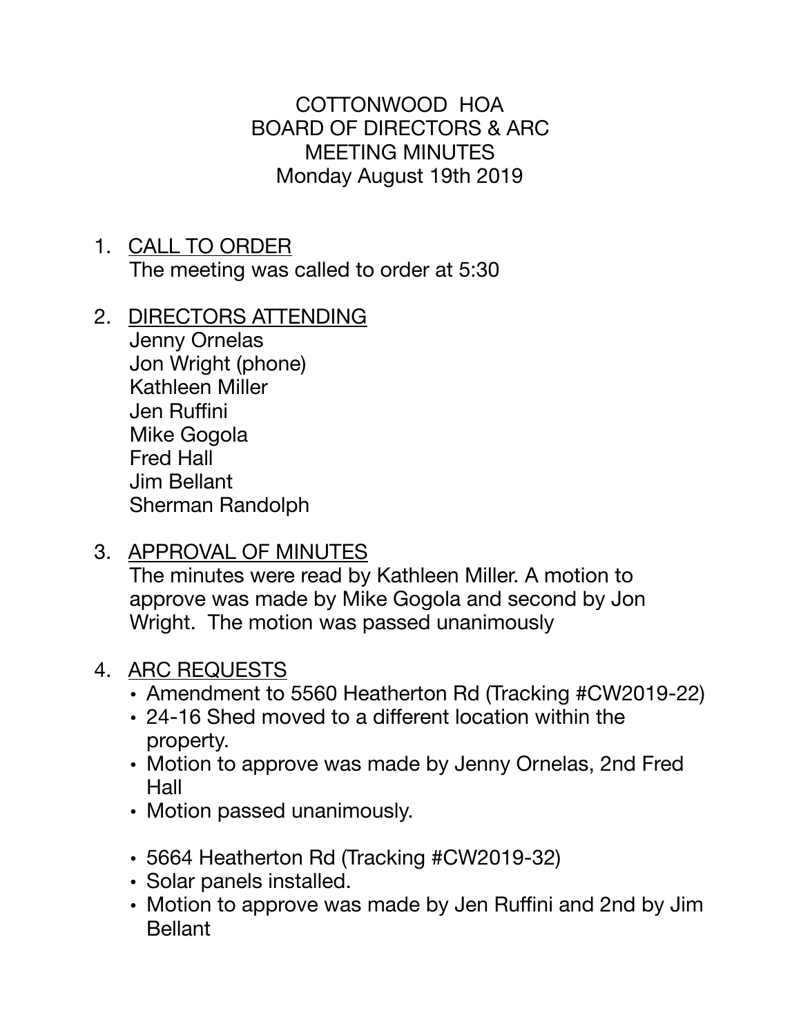# COTTONWOOD HOA
## BOARD OF DIRECTORS & ARC
## MEETING MINUTES
## Monday August 19th 2019

1. <u>CALL TO ORDER</u>
   The meeting was called to order at 5:30

2. <u>DIRECTORS ATTENDING</u>
   Jenny Ornelas
   Jon Wright (phone)
   Kathleen Miller
   Jen Ruffini
   Mike Gogola
   Fred Hall
   Jim Bellant
   Sherman Randolph

3. <u>APPROVAL OF MINUTES</u>
   The minutes were read by Kathleen Miller. A motion to approve was made by Mike Gogola and second by Jon Wright. The motion was passed unanimously

4. <u>ARC REQUESTS</u>
   - Amendment to 5560 Heatherton Rd (Tracking #CW2019-22)
   - 24-16 Shed moved to a different location within the property.
   - Motion to approve was made by Jenny Ornelas, 2nd Fred Hall
   - Motion passed unanimously.

   - 5664 Heatherton Rd (Tracking #CW2019-32)
   - Solar panels installed.
   - Motion to approve was made by Jen Ruffini and 2nd by Jim Bellant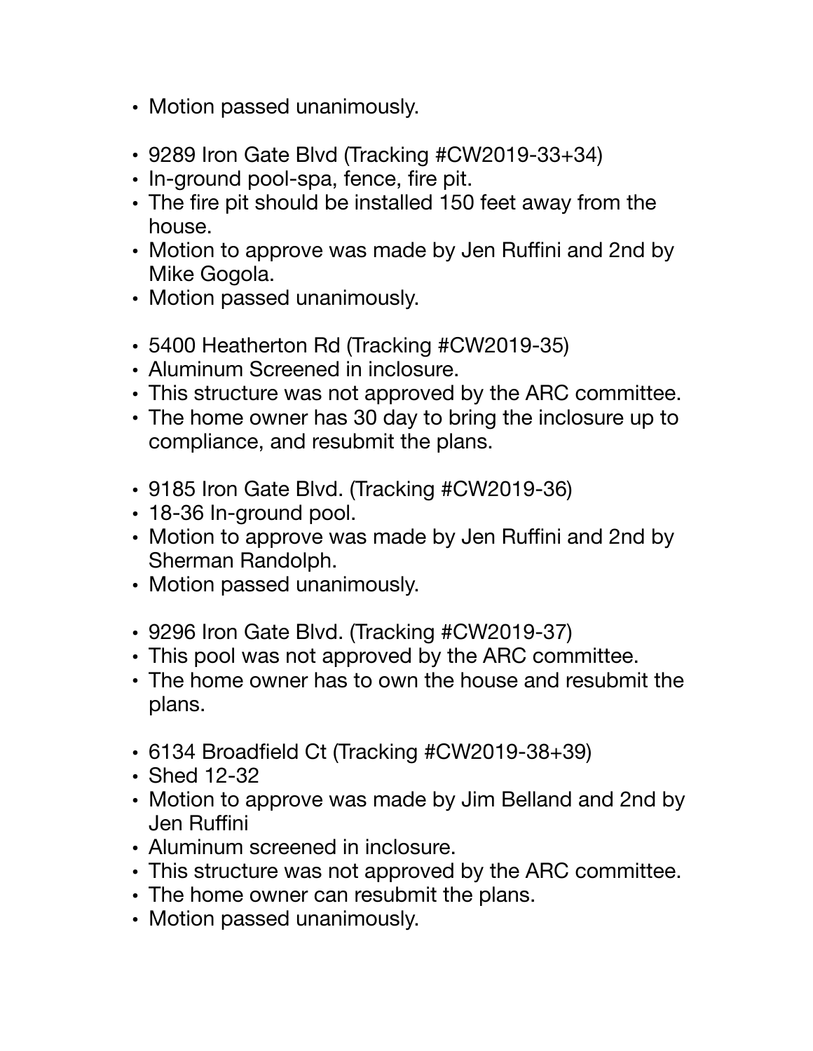- Motion passed unanimously.

- 9289 Iron Gate Blvd (Tracking #CW2019-33+34)
- In-ground pool-spa, fence, fire pit.
- The fire pit should be installed 150 feet away from the house.
- Motion to approve was made by Jen Ruffini and 2nd by Mike Gogola.
- Motion passed unanimously.

- 5400 Heatherton Rd (Tracking #CW2019-35)
- Aluminum Screened in inclosure.
- This structure was not approved by the ARC committee.
- The home owner has 30 day to bring the inclosure up to compliance, and resubmit the plans.

- 9185 Iron Gate Blvd. (Tracking #CW2019-36)
- 18-36 In-ground pool.
- Motion to approve was made by Jen Ruffini and 2nd by Sherman Randolph.
- Motion passed unanimously.

- 9296 Iron Gate Blvd. (Tracking #CW2019-37)
- This pool was not approved by the ARC committee.
- The home owner has to own the house and resubmit the plans.

- 6134 Broadfield Ct (Tracking #CW2019-38+39)
- Shed 12-32
- Motion to approve was made by Jim Belland and 2nd by Jen Ruffini
- Aluminum screened in inclosure.
- This structure was not approved by the ARC committee.
- The home owner can resubmit the plans.
- Motion passed unanimously.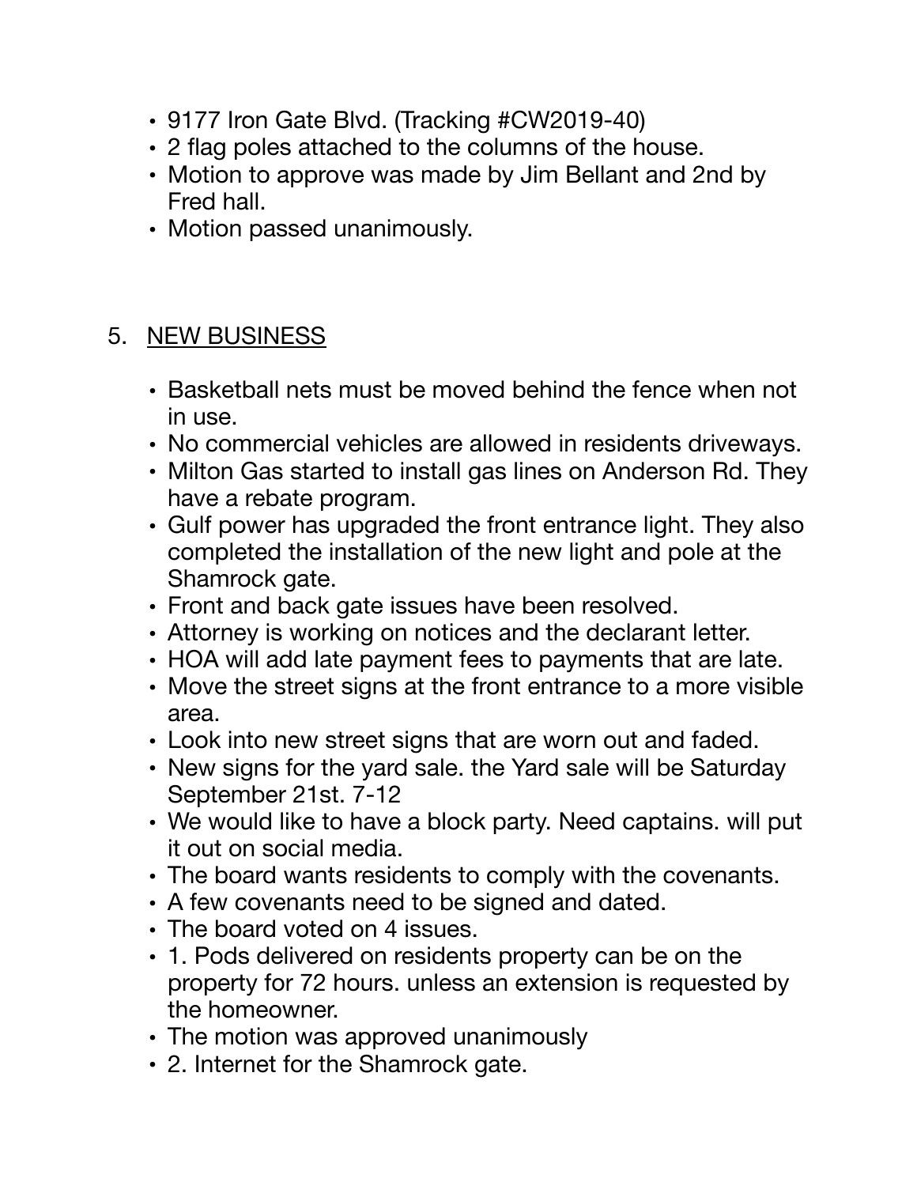- 9177 Iron Gate Blvd. (Tracking #CW2019-40)
- 2 flag poles attached to the columns of the house.
- Motion to approve was made by Jim Bellant and 2nd by Fred hall.
- Motion passed unanimously.

5. <u>NEW BUSINESS</u>

   - Basketball nets must be moved behind the fence when not in use.
   - No commercial vehicles are allowed in residents driveways.
   - Milton Gas started to install gas lines on Anderson Rd. They have a rebate program.
   - Gulf power has upgraded the front entrance light. They also completed the installation of the new light and pole at the Shamrock gate.
   - Front and back gate issues have been resolved.
   - Attorney is working on notices and the declarant letter.
   - HOA will add late payment fees to payments that are late.
   - Move the street signs at the front entrance to a more visible area.
   - Look into new street signs that are worn out and faded.
   - New signs for the yard sale. the Yard sale will be Saturday September 21st. 7-12
   - We would like to have a block party. Need captains. will put it out on social media.
   - The board wants residents to comply with the covenants.
   - A few covenants need to be signed and dated.
   - The board voted on 4 issues.
   - 1. Pods delivered on residents property can be on the property for 72 hours. unless an extension is requested by the homeowner.
   - The motion was approved unanimously
   - 2. Internet for the Shamrock gate.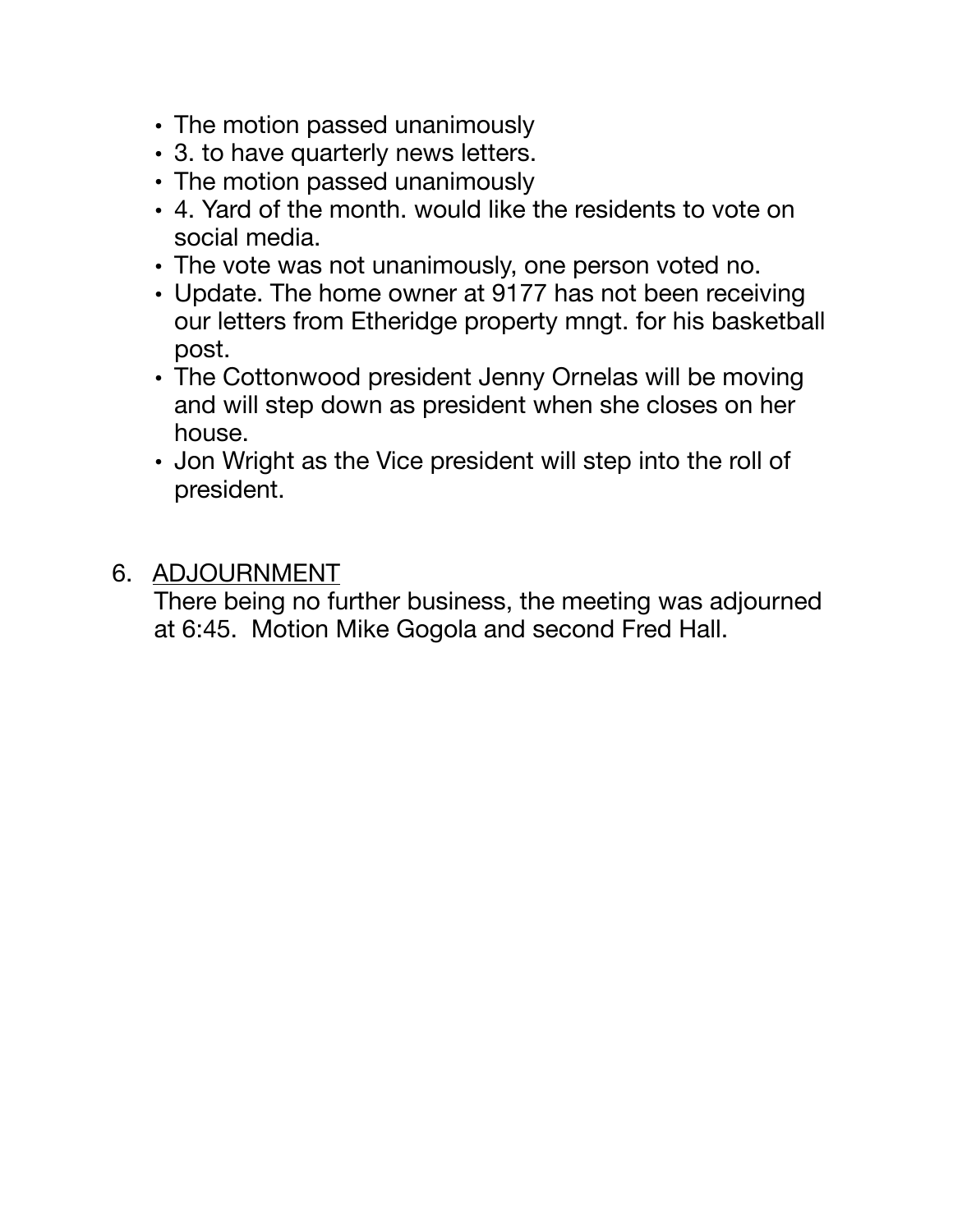- The motion passed unanimously
- 3. to have quarterly news letters.
- The motion passed unanimously
- 4. Yard of the month. would like the residents to vote on social media.
- The vote was not unanimously, one person voted no.
- Update. The home owner at 9177 has not been receiving our letters from Etheridge property mngt. for his basketball post.
- The Cottonwood president Jenny Ornelas will be moving and will step down as president when she closes on her house.
- Jon Wright as the Vice president will step into the roll of president.

6. <u>ADJOURNMENT</u>
   There being no further business, the meeting was adjourned at 6:45. Motion Mike Gogola and second Fred Hall.